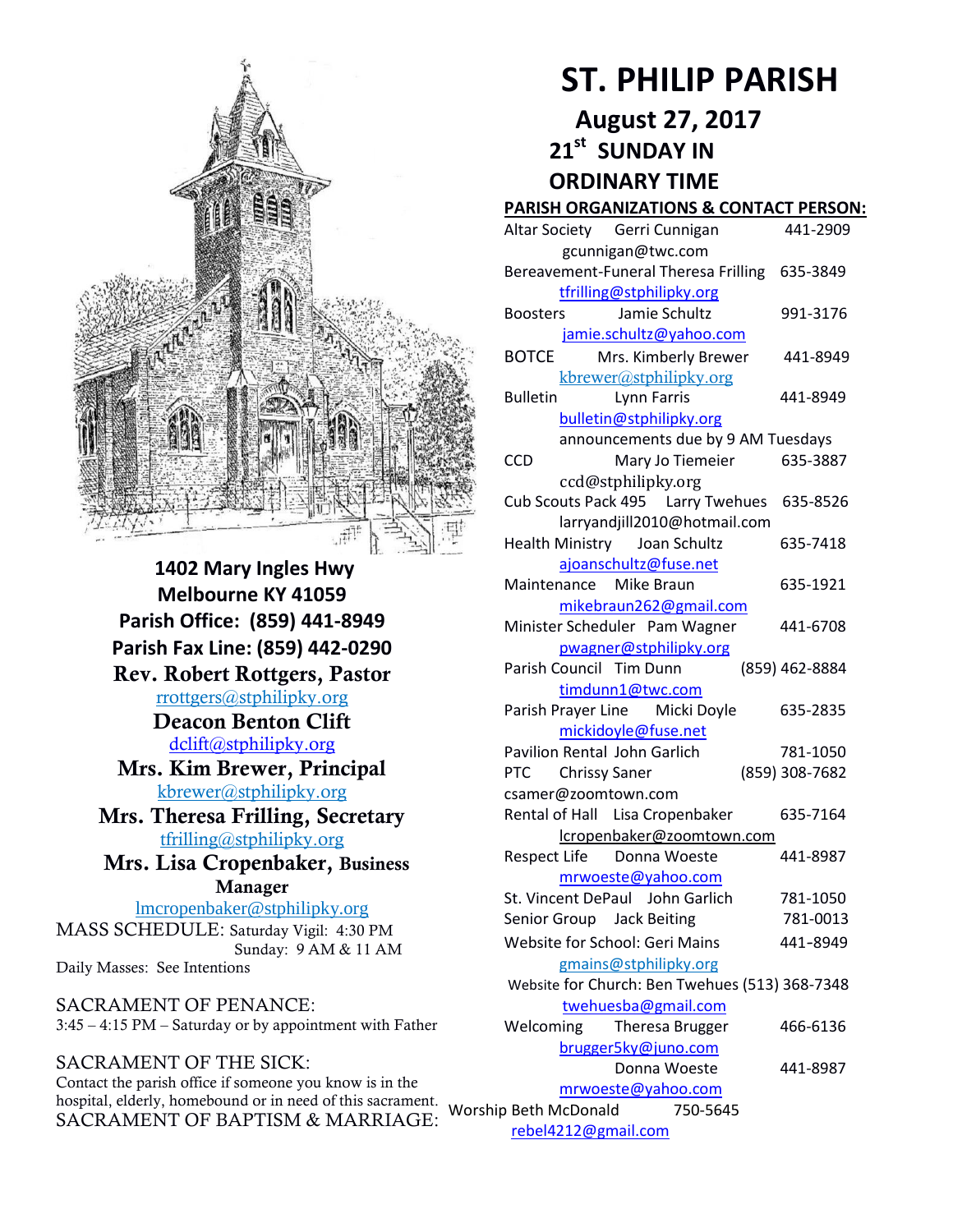# ST. PHILIP PARISH

## August 27, 2017

## 21st SUNDAY IN ORDINARY TIME

**1402 Mary Ingles Hwy**
**Melbourne KY 41059**
**Parish Office: (859) 441-8949**
**Parish Fax Line: (859) 442-0290**

**Rev. Robert Rottgers, Pastor**
rrottgers@stphilipky.org

**Deacon Benton Clift**
dclift@stphilipky.org

**Mrs. Kim Brewer, Principal**
kbrewer@stphilipky.org

**Mrs. Theresa Frilling, Secretary**
tfrilling@stphilipky.org

**Mrs. Lisa Cropenbaker, Business Manager**
lmcropenbaker@stphilipky.org

MASS SCHEDULE: Saturday Vigil: 4:30 PM
Sunday: 9 AM & 11 AM
Daily Masses: See Intentions

SACRAMENT OF PENANCE:
3:45 – 4:15 PM – Saturday or by appointment with Father

SACRAMENT OF THE SICK:
Contact the parish office if someone you know is in the hospital, elderly, homebound or in need of this sacrament.

SACRAMENT OF BAPTISM & MARRIAGE:

**PARISH ORGANIZATIONS & CONTACT PERSON:**

| Organization | Contact | Phone |
|---|---|---|
| Altar Society | Gerri Cunnigan gcunnigan@twc.com | 441-2909 |
| Bereavement-Funeral | Theresa Frilling tfrilling@stphilipky.org | 635-3849 |
| Boosters | Jamie Schultz jamie.schultz@yahoo.com | 991-3176 |
| BOTCE | Mrs. Kimberly Brewer kbrewer@stphilipky.org | 441-8949 |
| Bulletin | Lynn Farris bulletin@stphilipky.org (announcements due by 9 AM Tuesdays) | 441-8949 |
| CCD | Mary Jo Tiemeier ccd@stphilipky.org | 635-3887 |
| Cub Scouts Pack 495 | Larry Twehues larryandjill2010@hotmail.com | 635-8526 |
| Health Ministry | Joan Schultz ajoanschultz@fuse.net | 635-7418 |
| Maintenance | Mike Braun mikebraun262@gmail.com | 635-1921 |
| Minister Scheduler | Pam Wagner pwagner@stphilipky.org | 441-6708 |
| Parish Council | Tim Dunn timdunn1@twc.com | (859) 462-8884 |
| Parish Prayer Line | Micki Doyle mickidoyle@fuse.net | 635-2835 |
| Pavilion Rental | John Garlich | 781-1050 |
| PTC | Chrissy Saner csamer@zoomtown.com | (859) 308-7682 |
| Rental of Hall | Lisa Cropenbaker lcropenbaker@zoomtown.com | 635-7164 |
| Respect Life | Donna Woeste mrwoeste@yahoo.com | 441-8987 |
| St. Vincent DePaul | John Garlich | 781-1050 |
| Senior Group | Jack Beiting | 781-0013 |
| Website for School | Geri Mains gmains@stphilipky.org | 441-8949 |
| Website for Church | Ben Twehues twehuesba@gmail.com | (513) 368-7348 |
| Welcoming | Theresa Brugger brugger5ky@juno.com | 466-6136 |
| | Donna Woeste mrwoeste@yahoo.com | 441-8987 |
| Worship | Beth McDonald rebel4212@gmail.com | 750-5645 |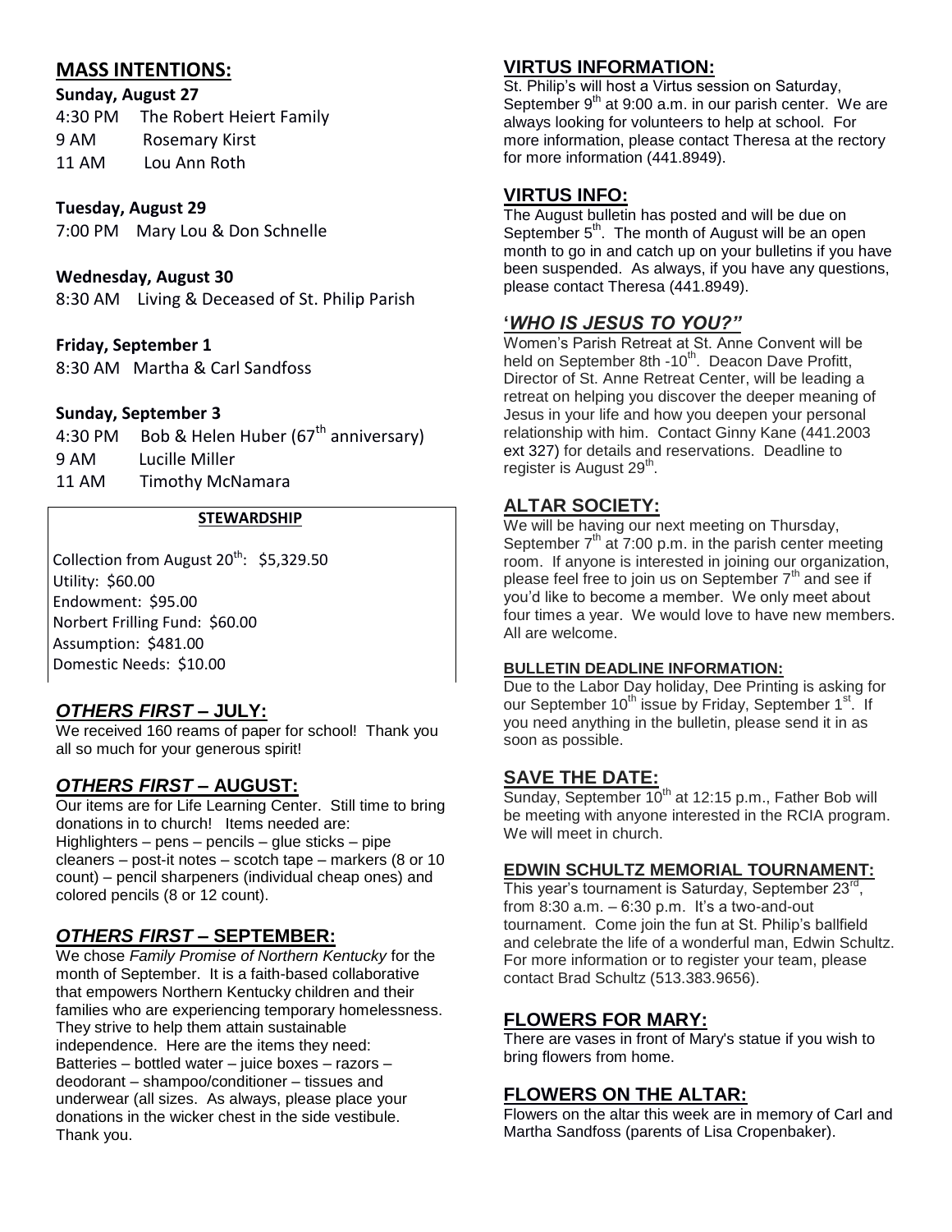## MASS INTENTIONS:

**Sunday, August 27**

4:30 PM The Robert Heiert Family

9 AM Rosemary Kirst

11 AM Lou Ann Roth

**Tuesday, August 29**

7:00 PM Mary Lou & Don Schnelle

**Wednesday, August 30**

8:30 AM Living & Deceased of St. Philip Parish

**Friday, September 1**

8:30 AM Martha & Carl Sandfoss

**Sunday, September 3**

4:30 PM Bob & Helen Huber (67th anniversary)

9 AM Lucille Miller

11 AM Timothy McNamara

**STEWARDSHIP**

Collection from August 20th: $5,329.50
Utility: $60.00
Endowment: $95.00
Norbert Frilling Fund: $60.00
Assumption: $481.00
Domestic Needs: $10.00

## *OTHERS FIRST* – JULY:

We received 160 reams of paper for school! Thank you all so much for your generous spirit!

## *OTHERS FIRST* – AUGUST:

Our items are for Life Learning Center. Still time to bring donations in to church! Items needed are: Highlighters – pens – pencils – glue sticks – pipe cleaners – post-it notes – scotch tape – markers (8 or 10 count) – pencil sharpeners (individual cheap ones) and colored pencils (8 or 12 count).

## *OTHERS FIRST* – SEPTEMBER:

We chose *Family Promise of Northern Kentucky* for the month of September. It is a faith-based collaborative that empowers Northern Kentucky children and their families who are experiencing temporary homelessness. They strive to help them attain sustainable independence. Here are the items they need: Batteries – bottled water – juice boxes – razors – deodorant – shampoo/conditioner – tissues and underwear (all sizes. As always, please place your donations in the wicker chest in the side vestibule. Thank you.

## VIRTUS INFORMATION:

St. Philip's will host a Virtus session on Saturday, September 9th at 9:00 a.m. in our parish center. We are always looking for volunteers to help at school. For more information, please contact Theresa at the rectory for more information (441.8949).

## VIRTUS INFO:

The August bulletin has posted and will be due on September 5th. The month of August will be an open month to go in and catch up on your bulletins if you have been suspended. As always, if you have any questions, please contact Theresa (441.8949).

## *'WHO IS JESUS TO YOU?"*

Women's Parish Retreat at St. Anne Convent will be held on September 8th -10th. Deacon Dave Profitt, Director of St. Anne Retreat Center, will be leading a retreat on helping you discover the deeper meaning of Jesus in your life and how you deepen your personal relationship with him. Contact Ginny Kane (441.2003 ext 327) for details and reservations. Deadline to register is August 29th.

## ALTAR SOCIETY:

We will be having our next meeting on Thursday, September 7th at 7:00 p.m. in the parish center meeting room. If anyone is interested in joining our organization, please feel free to join us on September 7th and see if you'd like to become a member. We only meet about four times a year. We would love to have new members. All are welcome.

### BULLETIN DEADLINE INFORMATION:

Due to the Labor Day holiday, Dee Printing is asking for our September 10th issue by Friday, September 1st. If you need anything in the bulletin, please send it in as soon as possible.

## SAVE THE DATE:

Sunday, September 10th at 12:15 p.m., Father Bob will be meeting with anyone interested in the RCIA program. We will meet in church.

### EDWIN SCHULTZ MEMORIAL TOURNAMENT:

This year's tournament is Saturday, September 23rd, from 8:30 a.m. – 6:30 p.m. It's a two-and-out tournament. Come join the fun at St. Philip's ballfield and celebrate the life of a wonderful man, Edwin Schultz. For more information or to register your team, please contact Brad Schultz (513.383.9656).

## FLOWERS FOR MARY:

There are vases in front of Mary's statue if you wish to bring flowers from home.

## FLOWERS ON THE ALTAR:

Flowers on the altar this week are in memory of Carl and Martha Sandfoss (parents of Lisa Cropenbaker).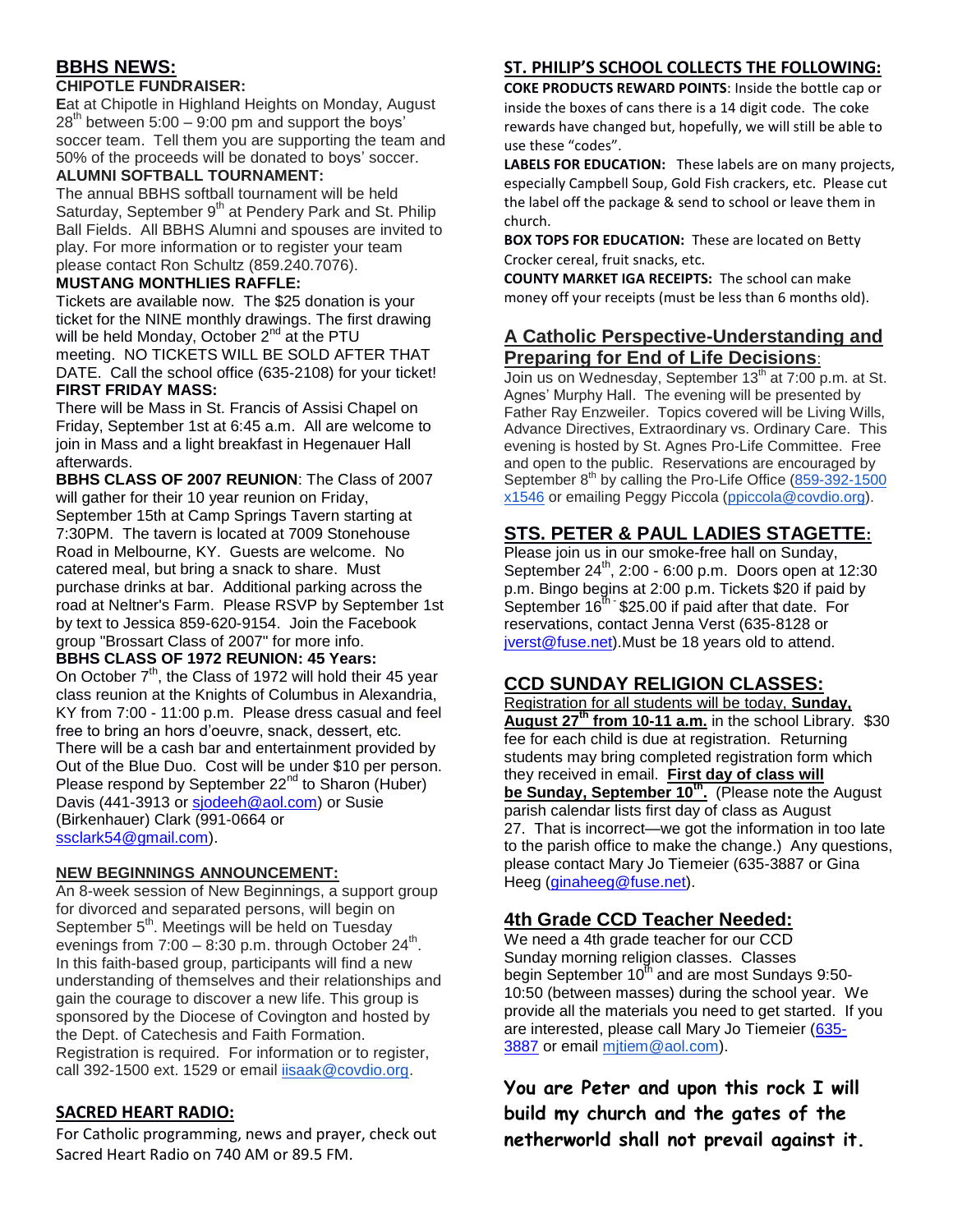## BBHS NEWS:

### CHIPOTLE FUNDRAISER:

**E**at at Chipotle in Highland Heights on Monday, August 28th between 5:00 – 9:00 pm and support the boys' soccer team. Tell them you are supporting the team and 50% of the proceeds will be donated to boys' soccer.

### ALUMNI SOFTBALL TOURNAMENT:

The annual BBHS softball tournament will be held Saturday, September 9th at Pendery Park and St. Philip Ball Fields. All BBHS Alumni and spouses are invited to play. For more information or to register your team please contact Ron Schultz (859.240.7076).

### MUSTANG MONTHLIES RAFFLE:

Tickets are available now. The $25 donation is your ticket for the NINE monthly drawings. The first drawing will be held Monday, October 2nd at the PTU meeting. NO TICKETS WILL BE SOLD AFTER THAT DATE. Call the school office (635-2108) for your ticket!

### FIRST FRIDAY MASS:

There will be Mass in St. Francis of Assisi Chapel on Friday, September 1st at 6:45 a.m. All are welcome to join in Mass and a light breakfast in Hegenauer Hall afterwards.

**BBHS CLASS OF 2007 REUNION**: The Class of 2007 will gather for their 10 year reunion on Friday, September 15th at Camp Springs Tavern starting at 7:30PM. The tavern is located at 7009 Stonehouse Road in Melbourne, KY. Guests are welcome. No catered meal, but bring a snack to share. Must purchase drinks at bar. Additional parking across the road at Neltner's Farm. Please RSVP by September 1st by text to Jessica 859-620-9154. Join the Facebook group "Brossart Class of 2007" for more info.

**BBHS CLASS OF 1972 REUNION: 45 Years:**

On October 7th, the Class of 1972 will hold their 45 year class reunion at the Knights of Columbus in Alexandria, KY from 7:00 - 11:00 p.m. Please dress casual and feel free to bring an hors d'oeuvre, snack, dessert, etc. There will be a cash bar and entertainment provided by Out of the Blue Duo. Cost will be under $10 per person. Please respond by September 22nd to Sharon (Huber) Davis (441-3913 or sjodeeh@aol.com) or Susie (Birkenhauer) Clark (991-0664 or ssclark54@gmail.com).

## NEW BEGINNINGS ANNOUNCEMENT:

An 8-week session of New Beginnings, a support group for divorced and separated persons, will begin on September 5th. Meetings will be held on Tuesday evenings from 7:00 – 8:30 p.m. through October 24th. In this faith-based group, participants will find a new understanding of themselves and their relationships and gain the courage to discover a new life. This group is sponsored by the Diocese of Covington and hosted by the Dept. of Catechesis and Faith Formation. Registration is required. For information or to register, call 392-1500 ext. 1529 or email iisaak@covdio.org.

## SACRED HEART RADIO:

For Catholic programming, news and prayer, check out Sacred Heart Radio on 740 AM or 89.5 FM.

## ST. PHILIP'S SCHOOL COLLECTS THE FOLLOWING:

**COKE PRODUCTS REWARD POINTS**: Inside the bottle cap or inside the boxes of cans there is a 14 digit code. The coke rewards have changed but, hopefully, we will still be able to use these "codes".

**LABELS FOR EDUCATION:** These labels are on many projects, especially Campbell Soup, Gold Fish crackers, etc. Please cut the label off the package & send to school or leave them in church.

**BOX TOPS FOR EDUCATION:** These are located on Betty Crocker cereal, fruit snacks, etc.

**COUNTY MARKET IGA RECEIPTS:** The school can make money off your receipts (must be less than 6 months old).

## A Catholic Perspective-Understanding and Preparing for End of Life Decisions:

Join us on Wednesday, September 13th at 7:00 p.m. at St. Agnes' Murphy Hall. The evening will be presented by Father Ray Enzweiler. Topics covered will be Living Wills, Advance Directives, Extraordinary vs. Ordinary Care. This evening is hosted by St. Agnes Pro-Life Committee. Free and open to the public. Reservations are encouraged by September 8th by calling the Pro-Life Office (859-392-1500 x1546 or emailing Peggy Piccola (ppiccola@covdio.org).

## STS. PETER & PAUL LADIES STAGETTE:

Please join us in our smoke-free hall on Sunday, September 24th, 2:00 - 6:00 p.m. Doors open at 12:30 p.m. Bingo begins at 2:00 p.m. Tickets $20 if paid by September 16th - $25.00 if paid after that date. For reservations, contact Jenna Verst (635-8128 or jverst@fuse.net).Must be 18 years old to attend.

## CCD SUNDAY RELIGION CLASSES:

Registration for all students will be today, **Sunday, August 27th from 10-11 a.m.** in the school Library. $30 fee for each child is due at registration. Returning students may bring completed registration form which they received in email. **First day of class will be Sunday, September 10th.** (Please note the August parish calendar lists first day of class as August 27. That is incorrect—we got the information in too late to the parish office to make the change.) Any questions, please contact Mary Jo Tiemeier (635-3887 or Gina Heeg (ginaheeg@fuse.net).

## 4th Grade CCD Teacher Needed:

We need a 4th grade teacher for our CCD Sunday morning religion classes. Classes begin September 10th and are most Sundays 9:50-10:50 (between masses) during the school year. We provide all the materials you need to get started. If you are interested, please call Mary Jo Tiemeier (635-3887 or email mjtiem@aol.com).

**You are Peter and upon this rock I will build my church and the gates of the netherworld shall not prevail against it.**